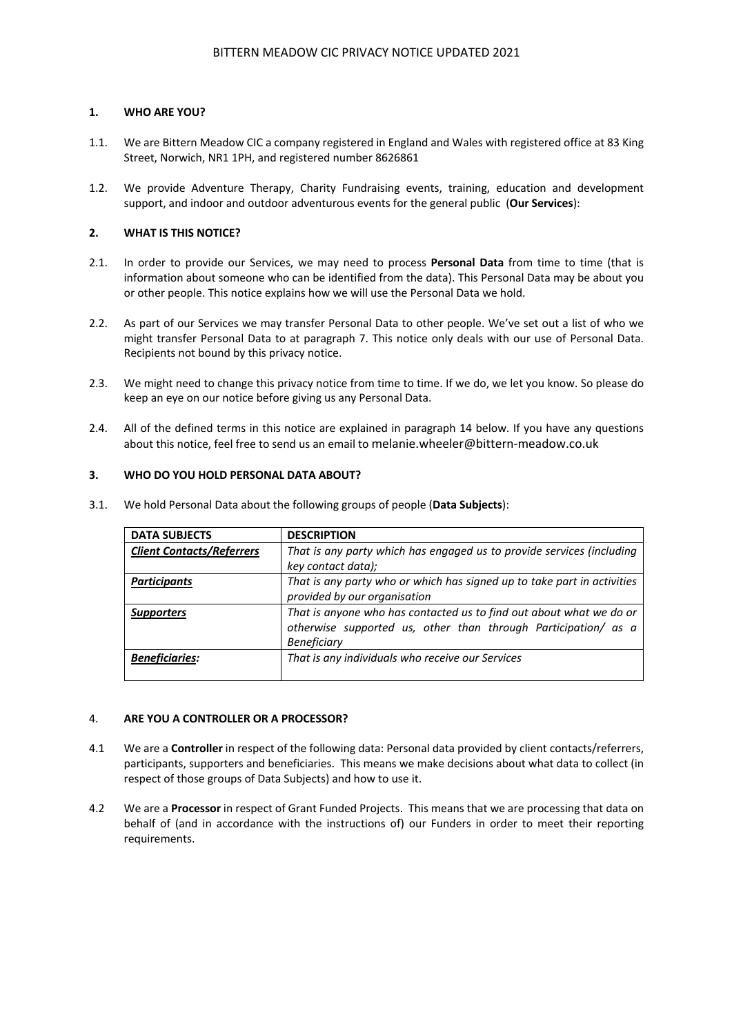# BITTERN MEADOW CIC PRIVACY NOTICE UPDATED 2021

## 1. WHO ARE YOU?

1.1. We are Bittern Meadow CIC a company registered in England and Wales with registered office at 83 King Street, Norwich, NR1 1PH, and registered number 8626861

1.2. We provide Adventure Therapy, Charity Fundraising events, training, education and development support, and indoor and outdoor adventurous events for the general public (**Our Services**):

## 2. WHAT IS THIS NOTICE?

2.1. In order to provide our Services, we may need to process **Personal Data** from time to time (that is information about someone who can be identified from the data). This Personal Data may be about you or other people. This notice explains how we will use the Personal Data we hold.

2.2. As part of our Services we may transfer Personal Data to other people. We've set out a list of who we might transfer Personal Data to at paragraph 7. This notice only deals with our use of Personal Data. Recipients not bound by this privacy notice.

2.3. We might need to change this privacy notice from time to time. If we do, we let you know. So please do keep an eye on our notice before giving us any Personal Data.

2.4. All of the defined terms in this notice are explained in paragraph 14 below. If you have any questions about this notice, feel free to send us an email to melanie.wheeler@bittern-meadow.co.uk

## 3. WHO DO YOU HOLD PERSONAL DATA ABOUT?

3.1. We hold Personal Data about the following groups of people (**Data Subjects**):

| DATA SUBJECTS | DESCRIPTION |
|---|---|
| ***Client Contacts/Referrers*** | *That is any party which has engaged us to provide services (including key contact data);* |
| ***Participants*** | *That is any party who or which has signed up to take part in activities provided by our organisation* |
| ***Supporters*** | *That is anyone who has contacted us to find out about what we do or otherwise supported us, other than through Participation/ as a Beneficiary* |
| ***Beneficiaries:*** | *That is any individuals who receive our Services* |

## 4. ARE YOU A CONTROLLER OR A PROCESSOR?

4.1 We are a **Controller** in respect of the following data: Personal data provided by client contacts/referrers, participants, supporters and beneficiaries. This means we make decisions about what data to collect (in respect of those groups of Data Subjects) and how to use it.

4.2 We are a **Processor** in respect of Grant Funded Projects. This means that we are processing that data on behalf of (and in accordance with the instructions of) our Funders in order to meet their reporting requirements.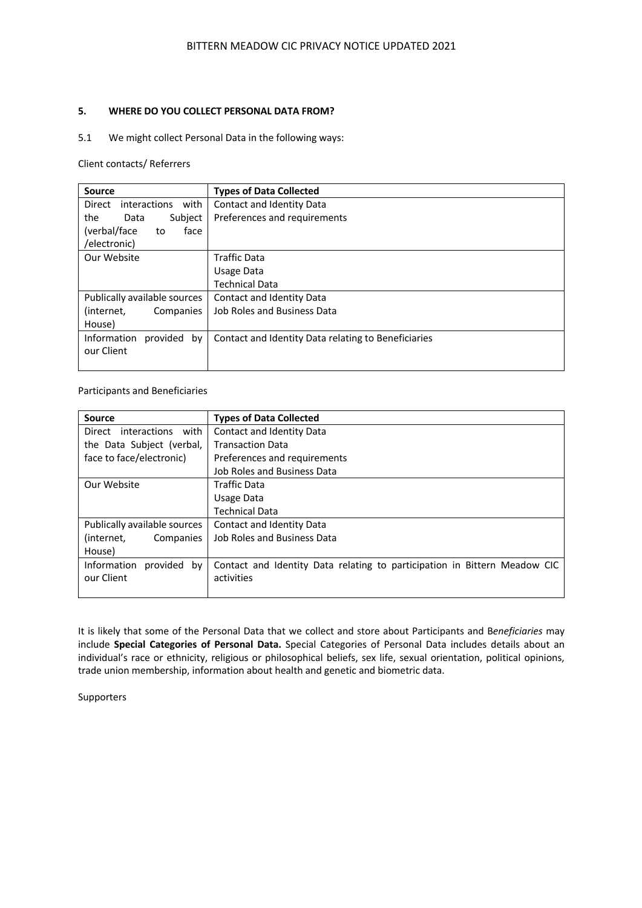## 5. WHERE DO YOU COLLECT PERSONAL DATA FROM?

5.1 We might collect Personal Data in the following ways:

Client contacts/ Referrers

| Source | Types of Data Collected |
|---|---|
| Direct interactions with the Data Subject (verbal/face to face /electronic) | Contact and Identity Data<br>Preferences and requirements |
| Our Website | Traffic Data<br>Usage Data<br>Technical Data |
| Publically available sources (internet, Companies House) | Contact and Identity Data<br>Job Roles and Business Data |
| Information provided by our Client | Contact and Identity Data relating to Beneficiaries |

Participants and Beneficiaries

| Source | Types of Data Collected |
|---|---|
| Direct interactions with the Data Subject (verbal, face to face/electronic) | Contact and Identity Data<br>Transaction Data<br>Preferences and requirements<br>Job Roles and Business Data |
| Our Website | Traffic Data<br>Usage Data<br>Technical Data |
| Publically available sources (internet, Companies House) | Contact and Identity Data<br>Job Roles and Business Data |
| Information provided by our Client | Contact and Identity Data relating to participation in Bittern Meadow CIC activities |

It is likely that some of the Personal Data that we collect and store about Participants and B*eneficiaries* may include **Special Categories of Personal Data.** Special Categories of Personal Data includes details about an individual's race or ethnicity, religious or philosophical beliefs, sex life, sexual orientation, political opinions, trade union membership, information about health and genetic and biometric data.

Supporters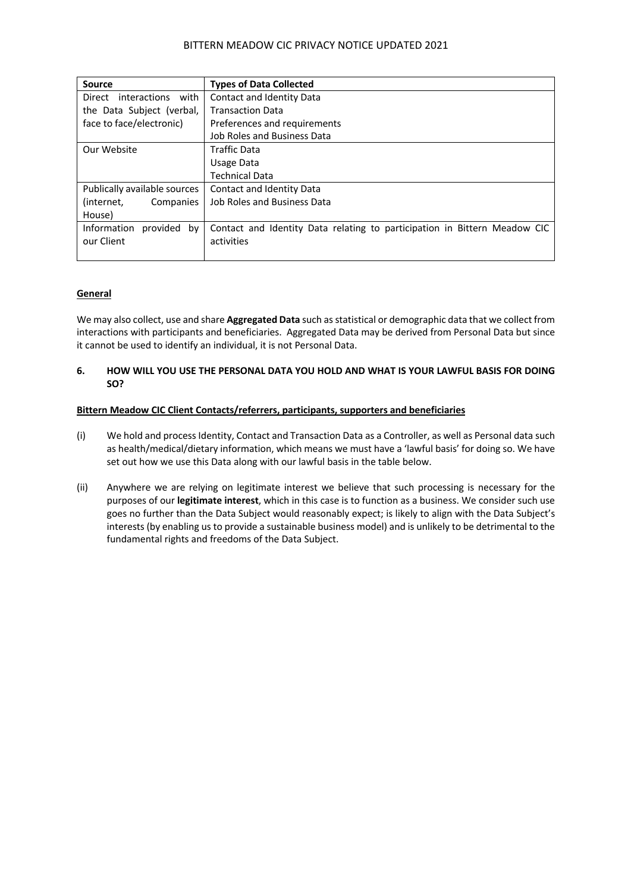| Source | Types of Data Collected |
| --- | --- |
| Direct interactions with the Data Subject (verbal, face to face/electronic) | Contact and Identity Data<br>Transaction Data<br>Preferences and requirements<br>Job Roles and Business Data |
| Our Website | Traffic Data<br>Usage Data<br>Technical Data |
| Publically available sources (internet, Companies House) | Contact and Identity Data<br>Job Roles and Business Data |
| Information provided by our Client | Contact and Identity Data relating to participation in Bittern Meadow CIC activities |

**General**

We may also collect, use and share **Aggregated Data** such as statistical or demographic data that we collect from interactions with participants and beneficiaries. Aggregated Data may be derived from Personal Data but since it cannot be used to identify an individual, it is not Personal Data.

## 6. HOW WILL YOU USE THE PERSONAL DATA YOU HOLD AND WHAT IS YOUR LAWFUL BASIS FOR DOING SO?

**Bittern Meadow CIC Client Contacts/referrers, participants, supporters and beneficiaries**

(i) We hold and process Identity, Contact and Transaction Data as a Controller, as well as Personal data such as health/medical/dietary information, which means we must have a 'lawful basis' for doing so. We have set out how we use this Data along with our lawful basis in the table below.

(ii) Anywhere we are relying on legitimate interest we believe that such processing is necessary for the purposes of our **legitimate interest**, which in this case is to function as a business. We consider such use goes no further than the Data Subject would reasonably expect; is likely to align with the Data Subject's interests (by enabling us to provide a sustainable business model) and is unlikely to be detrimental to the fundamental rights and freedoms of the Data Subject.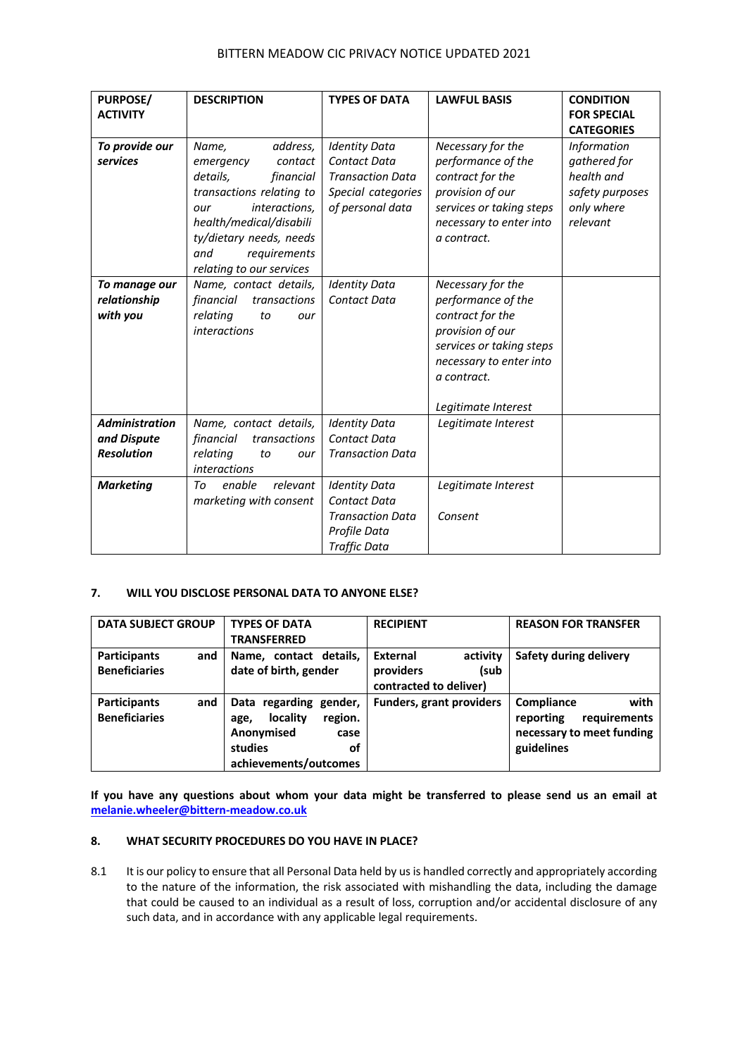| PURPOSE/ ACTIVITY | DESCRIPTION | TYPES OF DATA | LAWFUL BASIS | CONDITION FOR SPECIAL CATEGORIES |
|---|---|---|---|---|
| ***To provide our services*** | *Name, address, emergency contact details, financial transactions relating to our interactions, health/medical/disability/dietary needs, needs and requirements relating to our services* | *Identity Data*<br>*Contact Data*<br>*Transaction Data*<br>*Special categories of personal data* | *Necessary for the performance of the contract for the provision of our services or taking steps necessary to enter into a contract.* | *Information gathered for health and safety purposes only where relevant* |
| ***To manage our relationship with you*** | *Name, contact details, financial transactions relating to our interactions* | *Identity Data*<br>*Contact Data* | *Necessary for the performance of the contract for the provision of our services or taking steps necessary to enter into a contract.*<br><br>*Legitimate Interest* | |
| ***Administration and Dispute Resolution*** | *Name, contact details, financial transactions relating to our interactions* | *Identity Data*<br>*Contact Data*<br>*Transaction Data* | *Legitimate Interest* | |
| ***Marketing*** | *To enable relevant marketing with consent* | *Identity Data*<br>*Contact Data*<br>*Transaction Data*<br>*Profile Data*<br>*Traffic Data* | *Legitimate Interest*<br><br>*Consent* | |

## 7. WILL YOU DISCLOSE PERSONAL DATA TO ANYONE ELSE?

| DATA SUBJECT GROUP | TYPES OF DATA TRANSFERRED | RECIPIENT | REASON FOR TRANSFER |
|---|---|---|---|
| **Participants and Beneficiaries** | **Name, contact details, date of birth, gender** | **External activity providers (sub contracted to deliver)** | **Safety during delivery** |
| **Participants and Beneficiaries** | **Data regarding gender, age, locality region. Anonymised case studies of achievements/outcomes** | **Funders, grant providers** | **Compliance with reporting requirements necessary to meet funding guidelines** |

**If you have any questions about whom your data might be transferred to please send us an email at [melanie.wheeler@bittern-meadow.co.uk](mailto:melanie.wheeler@bittern-meadow.co.uk)**

## 8. WHAT SECURITY PROCEDURES DO YOU HAVE IN PLACE?

8.1 It is our policy to ensure that all Personal Data held by us is handled correctly and appropriately according to the nature of the information, the risk associated with mishandling the data, including the damage that could be caused to an individual as a result of loss, corruption and/or accidental disclosure of any such data, and in accordance with any applicable legal requirements.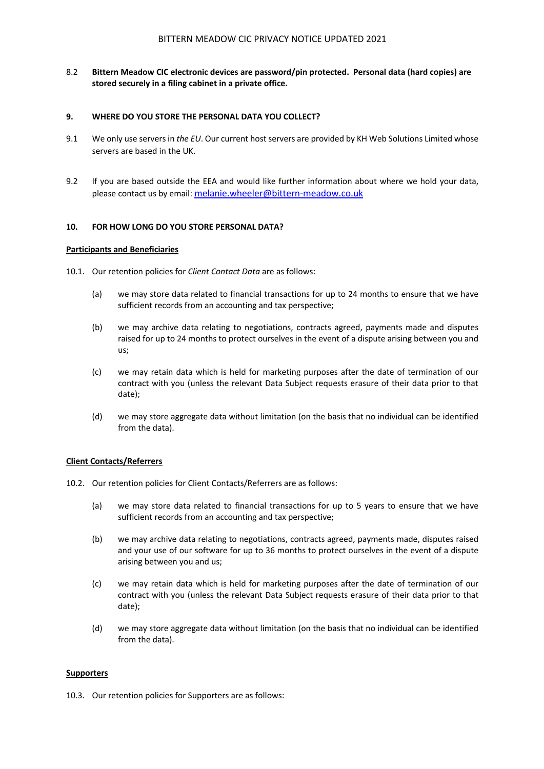8.2 **Bittern Meadow CIC electronic devices are password/pin protected. Personal data (hard copies) are stored securely in a filing cabinet in a private office.**

## 9. WHERE DO YOU STORE THE PERSONAL DATA YOU COLLECT?

9.1 We only use servers in *the EU*. Our current host servers are provided by KH Web Solutions Limited whose servers are based in the UK.

9.2 If you are based outside the EEA and would like further information about where we hold your data, please contact us by email: [melanie.wheeler@bittern-meadow.co.uk](mailto:melanie.wheeler@bittern-meadow.co.uk)

## 10. FOR HOW LONG DO YOU STORE PERSONAL DATA?

**Participants and Beneficiaries**

10.1. Our retention policies for *Client Contact Data* are as follows:

(a) we may store data related to financial transactions for up to 24 months to ensure that we have sufficient records from an accounting and tax perspective;

(b) we may archive data relating to negotiations, contracts agreed, payments made and disputes raised for up to 24 months to protect ourselves in the event of a dispute arising between you and us;

(c) we may retain data which is held for marketing purposes after the date of termination of our contract with you (unless the relevant Data Subject requests erasure of their data prior to that date);

(d) we may store aggregate data without limitation (on the basis that no individual can be identified from the data).

**Client Contacts/Referrers**

10.2. Our retention policies for Client Contacts/Referrers are as follows:

(a) we may store data related to financial transactions for up to 5 years to ensure that we have sufficient records from an accounting and tax perspective;

(b) we may archive data relating to negotiations, contracts agreed, payments made, disputes raised and your use of our software for up to 36 months to protect ourselves in the event of a dispute arising between you and us;

(c) we may retain data which is held for marketing purposes after the date of termination of our contract with you (unless the relevant Data Subject requests erasure of their data prior to that date);

(d) we may store aggregate data without limitation (on the basis that no individual can be identified from the data).

**Supporters**

10.3. Our retention policies for Supporters are as follows: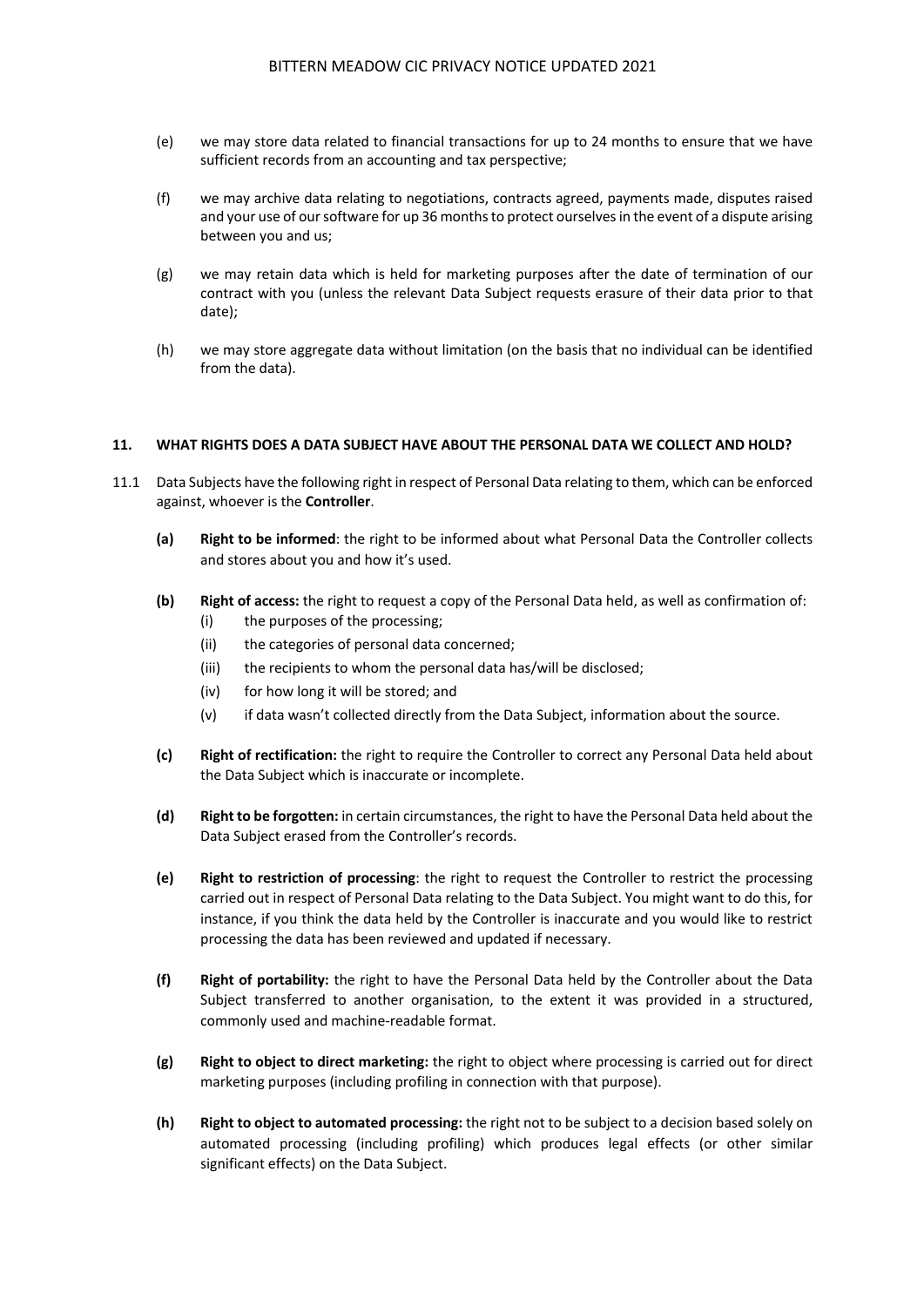(e) we may store data related to financial transactions for up to 24 months to ensure that we have sufficient records from an accounting and tax perspective;

(f) we may archive data relating to negotiations, contracts agreed, payments made, disputes raised and your use of our software for up 36 months to protect ourselves in the event of a dispute arising between you and us;

(g) we may retain data which is held for marketing purposes after the date of termination of our contract with you (unless the relevant Data Subject requests erasure of their data prior to that date);

(h) we may store aggregate data without limitation (on the basis that no individual can be identified from the data).

## 11. WHAT RIGHTS DOES A DATA SUBJECT HAVE ABOUT THE PERSONAL DATA WE COLLECT AND HOLD?

11.1 Data Subjects have the following right in respect of Personal Data relating to them, which can be enforced against, whoever is the **Controller**.

**(a)** **Right to be informed**: the right to be informed about what Personal Data the Controller collects and stores about you and how it's used.

**(b)** **Right of access:** the right to request a copy of the Personal Data held, as well as confirmation of:

(i) the purposes of the processing;

(ii) the categories of personal data concerned;

(iii) the recipients to whom the personal data has/will be disclosed;

(iv) for how long it will be stored; and

(v) if data wasn't collected directly from the Data Subject, information about the source.

**(c)** **Right of rectification:** the right to require the Controller to correct any Personal Data held about the Data Subject which is inaccurate or incomplete.

**(d)** **Right to be forgotten:** in certain circumstances, the right to have the Personal Data held about the Data Subject erased from the Controller's records.

**(e)** **Right to restriction of processing**: the right to request the Controller to restrict the processing carried out in respect of Personal Data relating to the Data Subject. You might want to do this, for instance, if you think the data held by the Controller is inaccurate and you would like to restrict processing the data has been reviewed and updated if necessary.

**(f)** **Right of portability:** the right to have the Personal Data held by the Controller about the Data Subject transferred to another organisation, to the extent it was provided in a structured, commonly used and machine-readable format.

**(g)** **Right to object to direct marketing:** the right to object where processing is carried out for direct marketing purposes (including profiling in connection with that purpose).

**(h)** **Right to object to automated processing:** the right not to be subject to a decision based solely on automated processing (including profiling) which produces legal effects (or other similar significant effects) on the Data Subject.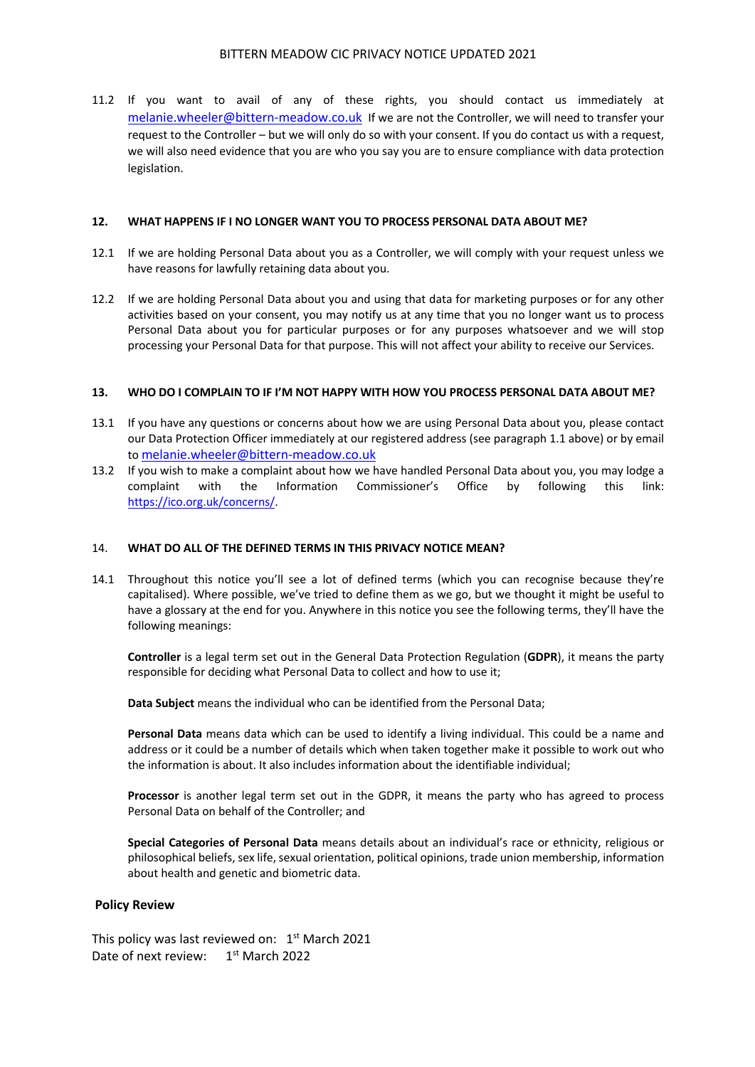11.2 If you want to avail of any of these rights, you should contact us immediately at melanie.wheeler@bittern-meadow.co.uk If we are not the Controller, we will need to transfer your request to the Controller – but we will only do so with your consent. If you do contact us with a request, we will also need evidence that you are who you say you are to ensure compliance with data protection legislation.

## 12. WHAT HAPPENS IF I NO LONGER WANT YOU TO PROCESS PERSONAL DATA ABOUT ME?

12.1 If we are holding Personal Data about you as a Controller, we will comply with your request unless we have reasons for lawfully retaining data about you.

12.2 If we are holding Personal Data about you and using that data for marketing purposes or for any other activities based on your consent, you may notify us at any time that you no longer want us to process Personal Data about you for particular purposes or for any purposes whatsoever and we will stop processing your Personal Data for that purpose. This will not affect your ability to receive our Services.

## 13. WHO DO I COMPLAIN TO IF I'M NOT HAPPY WITH HOW YOU PROCESS PERSONAL DATA ABOUT ME?

13.1 If you have any questions or concerns about how we are using Personal Data about you, please contact our Data Protection Officer immediately at our registered address (see paragraph 1.1 above) or by email to melanie.wheeler@bittern-meadow.co.uk

13.2 If you wish to make a complaint about how we have handled Personal Data about you, you may lodge a complaint with the Information Commissioner's Office by following this link: https://ico.org.uk/concerns/.

## 14. WHAT DO ALL OF THE DEFINED TERMS IN THIS PRIVACY NOTICE MEAN?

14.1 Throughout this notice you'll see a lot of defined terms (which you can recognise because they're capitalised). Where possible, we've tried to define them as we go, but we thought it might be useful to have a glossary at the end for you. Anywhere in this notice you see the following terms, they'll have the following meanings:

**Controller** is a legal term set out in the General Data Protection Regulation (**GDPR**), it means the party responsible for deciding what Personal Data to collect and how to use it;

**Data Subject** means the individual who can be identified from the Personal Data;

**Personal Data** means data which can be used to identify a living individual. This could be a name and address or it could be a number of details which when taken together make it possible to work out who the information is about. It also includes information about the identifiable individual;

**Processor** is another legal term set out in the GDPR, it means the party who has agreed to process Personal Data on behalf of the Controller; and

**Special Categories of Personal Data** means details about an individual's race or ethnicity, religious or philosophical beliefs, sex life, sexual orientation, political opinions, trade union membership, information about health and genetic and biometric data.

**Policy Review**

This policy was last reviewed on: 1st March 2021
Date of next review: 1st March 2022